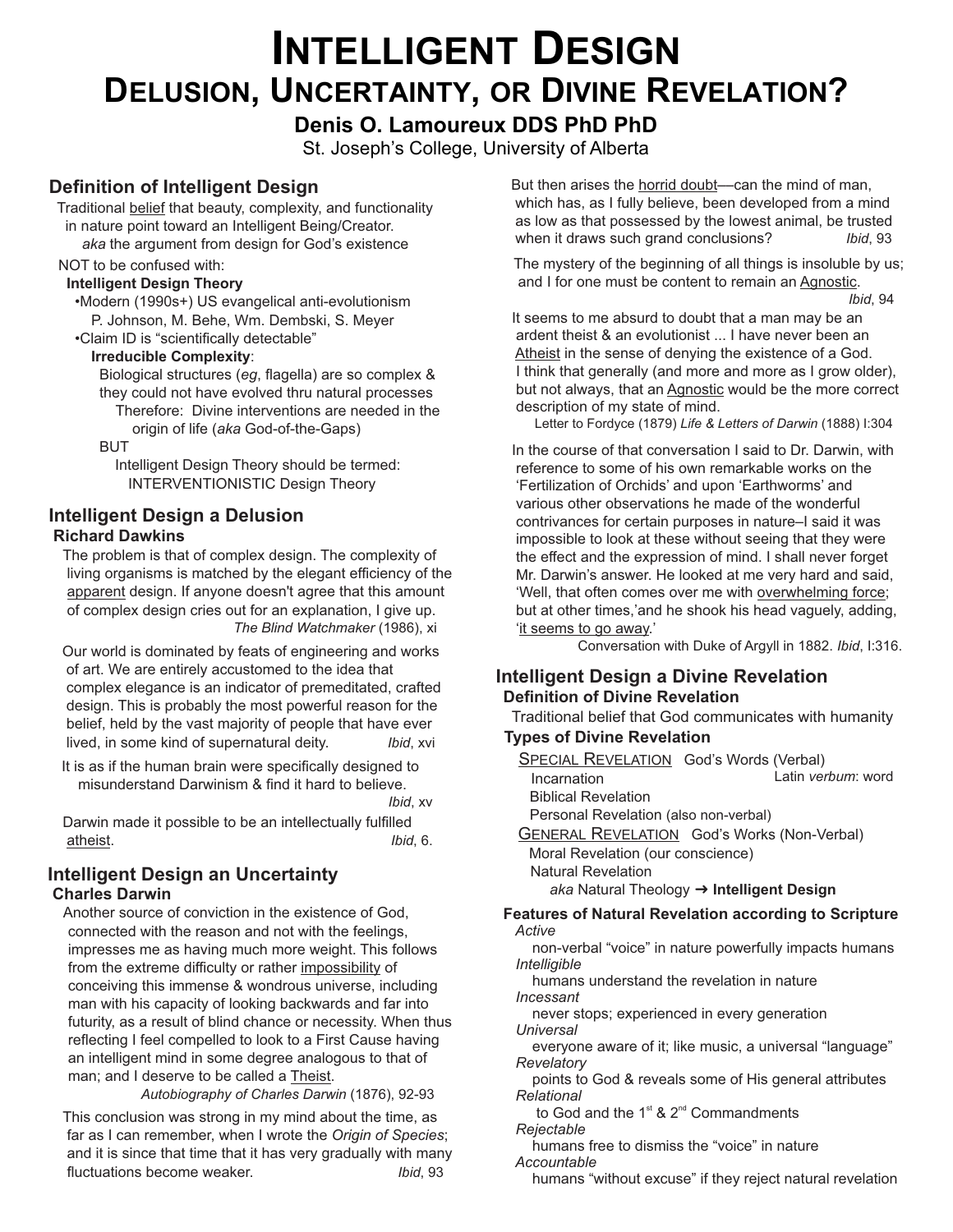# Intelligent Design
# Delusion, Uncertainty, or Divine Revelation?

**Denis O. Lamoureux DDS PhD PhD**

St. Joseph's College, University of Alberta

## Definition of Intelligent Design

Traditional belief that beauty, complexity, and functionality in nature point toward an Intelligent Being/Creator.

*aka* the argument from design for God's existence

NOT to be confused with:

**Intelligent Design Theory**

- Modern (1990s+) US evangelical anti-evolutionism
  P. Johnson, M. Behe, Wm. Dembski, S. Meyer
- Claim ID is "scientifically detectable"

**Irreducible Complexity**:

Biological structures (*eg*, flagella) are so complex & they could not have evolved thru natural processes

Therefore: Divine interventions are needed in the origin of life (*aka* God-of-the-Gaps)

BUT

Intelligent Design Theory should be termed:
INTERVENTIONISTIC Design Theory

## Intelligent Design a Delusion

**Richard Dawkins**

The problem is that of complex design. The complexity of living organisms is matched by the elegant efficiency of the apparent design. If anyone doesn't agree that this amount of complex design cries out for an explanation, I give up.
*The Blind Watchmaker* (1986), xi

Our world is dominated by feats of engineering and works of art. We are entirely accustomed to the idea that complex elegance is an indicator of premeditated, crafted design. This is probably the most powerful reason for the belief, held by the vast majority of people that have ever lived, in some kind of supernatural deity. *Ibid*, xvi

It is as if the human brain were specifically designed to misunderstand Darwinism & find it hard to believe.
*Ibid*, xv

Darwin made it possible to be an intellectually fulfilled atheist. *Ibid*, 6.

## Intelligent Design an Uncertainty

**Charles Darwin**

Another source of conviction in the existence of God, connected with the reason and not with the feelings, impresses me as having much more weight. This follows from the extreme difficulty or rather impossibility of conceiving this immense & wondrous universe, including man with his capacity of looking backwards and far into futurity, as a result of blind chance or necessity. When thus reflecting I feel compelled to look to a First Cause having an intelligent mind in some degree analogous to that of man; and I deserve to be called a Theist.
*Autobiography of Charles Darwin* (1876), 92-93

This conclusion was strong in my mind about the time, as far as I can remember, when I wrote the *Origin of Species*; and it is since that time that it has very gradually with many fluctuations become weaker. *Ibid*, 93

But then arises the horrid doubt—can the mind of man, which has, as I fully believe, been developed from a mind as low as that possessed by the lowest animal, be trusted when it draws such grand conclusions? *Ibid*, 93

The mystery of the beginning of all things is insoluble by us; and I for one must be content to remain an Agnostic.
*Ibid*, 94

It seems to me absurd to doubt that a man may be an ardent theist & an evolutionist ... I have never been an Atheist in the sense of denying the existence of a God. I think that generally (and more and more as I grow older), but not always, that an Agnostic would be the more correct description of my state of mind.
Letter to Fordyce (1879) *Life & Letters of Darwin* (1888) I:304

In the course of that conversation I said to Dr. Darwin, with reference to some of his own remarkable works on the 'Fertilization of Orchids' and upon 'Earthworms' and various other observations he made of the wonderful contrivances for certain purposes in nature–I said it was impossible to look at these without seeing that they were the effect and the expression of mind. I shall never forget Mr. Darwin's answer. He looked at me very hard and said, 'Well, that often comes over me with overwhelming force; but at other times,' and he shook his head vaguely, adding, 'it seems to go away.'
Conversation with Duke of Argyll in 1882. *Ibid*, I:316.

## Intelligent Design a Divine Revelation

**Definition of Divine Revelation**

Traditional belief that God communicates with humanity

**Types of Divine Revelation**

SPECIAL REVELATION God's Words (Verbal) — Latin *verbum*: word
- Incarnation
- Biblical Revelation
- Personal Revelation (also non-verbal)

GENERAL REVELATION God's Works (Non-Verbal)
- Moral Revelation (our conscience)
- Natural Revelation
  *aka* Natural Theology ➔ **Intelligent Design**

**Features of Natural Revelation according to Scripture**

*Active*
non-verbal "voice" in nature powerfully impacts humans

*Intelligible*
humans understand the revelation in nature

*Incessant*
never stops; experienced in every generation

*Universal*
everyone aware of it; like music, a universal "language"

*Revelatory*
points to God & reveals some of His general attributes

*Relational*
to God and the 1st & 2nd Commandments

*Rejectable*
humans free to dismiss the "voice" in nature

*Accountable*
humans "without excuse" if they reject natural revelation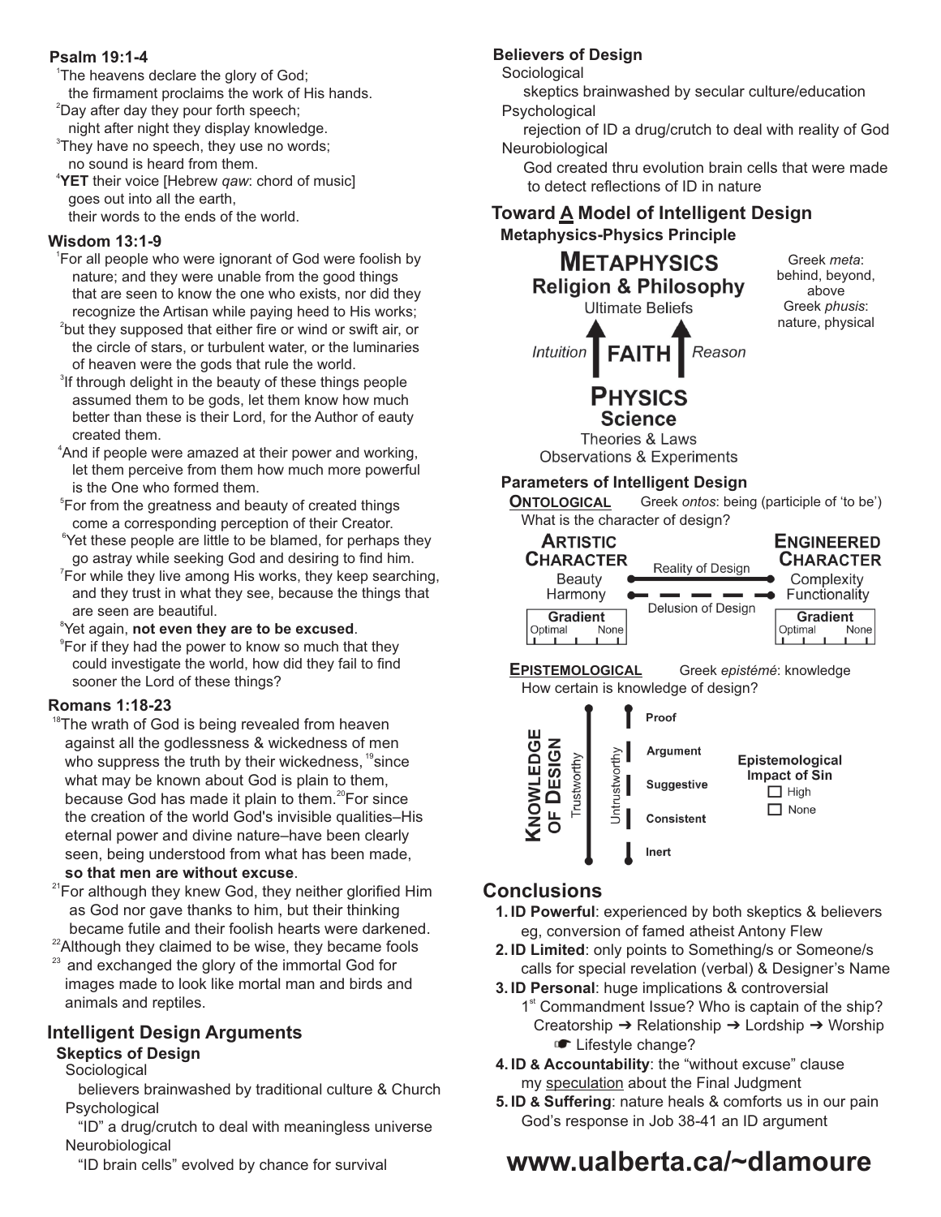## Psalm 19:1-4

[1]The heavens declare the glory of God;
the firmament proclaims the work of His hands.
[2]Day after day they pour forth speech;
night after night they display knowledge.
[3]They have no speech, they use no words;
no sound is heard from them.
[4]**YET** their voice [Hebrew *qaw*: chord of music]
goes out into all the earth,
their words to the ends of the world.

## Wisdom 13:1-9

[1]For all people who were ignorant of God were foolish by nature; and they were unable from the good things that are seen to know the one who exists, nor did they recognize the Artisan while paying heed to His works;
[2]but they supposed that either fire or wind or swift air, or the circle of stars, or turbulent water, or the luminaries of heaven were the gods that rule the world.
[3]If through delight in the beauty of these things people assumed them to be gods, let them know how much better than these is their Lord, for the Author of eauty created them.
[4]And if people were amazed at their power and working, let them perceive from them how much more powerful is the One who formed them.
[5]For from the greatness and beauty of created things come a corresponding perception of their Creator.
[6]Yet these people are little to be blamed, for perhaps they go astray while seeking God and desiring to find him.
[7]For while they live among His works, they keep searching, and they trust in what they see, because the things that are seen are beautiful.
[8]Yet again, **not even they are to be excused**.
[9]For if they had the power to know so much that they could investigate the world, how did they fail to find sooner the Lord of these things?

## Romans 1:18-23

[18]The wrath of God is being revealed from heaven against all the godlessness & wickedness of men who suppress the truth by their wickedness, [19]since what may be known about God is plain to them, because God has made it plain to them.[20]For since the creation of the world God's invisible qualities–His eternal power and divine nature–have been clearly seen, being understood from what has been made, **so that men are without excuse**.
[21]For although they knew God, they neither glorified Him as God nor gave thanks to him, but their thinking became futile and their foolish hearts were darkened.
[22]Although they claimed to be wise, they became fools
[23] and exchanged the glory of the immortal God for images made to look like mortal man and birds and animals and reptiles.

## Intelligent Design Arguments

### Skeptics of Design

Sociological
believers brainwashed by traditional culture & Church
Psychological
"ID" a drug/crutch to deal with meaningless universe
Neurobiological
"ID brain cells" evolved by chance for survival

### Believers of Design

Sociological
skeptics brainwashed by secular culture/education
Psychological
rejection of ID a drug/crutch to deal with reality of God
Neurobiological
God created thru evolution brain cells that were made to detect reflections of ID in nature

## Toward A Model of Intelligent Design

### Metaphysics-Physics Principle

METAPHYSICS
Religion & Philosophy
Ultimate Beliefs

Intuition FAITH Reason

PHYSICS
Science
Theories & Laws
Observations & Experiments

Greek *meta*: behind, beyond, above
Greek *phusis*: nature, physical

### Parameters of Intelligent Design

**ONTOLOGICAL** Greek *ontos*: being (participle of 'to be')
What is the character of design?

ARTISTIC CHARACTER
Beauty
Harmony
Gradient
Optimal None

Reality of Design
Delusion of Design

ENGINEERED CHARACTER
Complexity
Functionality
Gradient
Optimal None

**EPISTEMOLOGICAL** Greek *epistémé*: knowledge
How certain is knowledge of design?

KNOWLEDGE OF DESIGN
Trustworthy
Untrustworthy
Proof
Argument
Suggestive
Consistent
Inert

Epistemological Impact of Sin
☐ High
☐ None

## Conclusions

1. **ID Powerful**: experienced by both skeptics & believers eg, conversion of famed atheist Antony Flew
2. **ID Limited**: only points to Something/s or Someone/s calls for special revelation (verbal) & Designer's Name
3. **ID Personal**: huge implications & controversial
   1st Commandment Issue? Who is captain of the ship?
   Creatorship ➔ Relationship ➔ Lordship ➔ Worship
   ☛ Lifestyle change?
4. **ID & Accountability**: the "without excuse" clause my speculation about the Final Judgment
5. **ID & Suffering**: nature heals & comforts us in our pain God's response in Job 38-41 an ID argument

**www.ualberta.ca/~dlamoure**